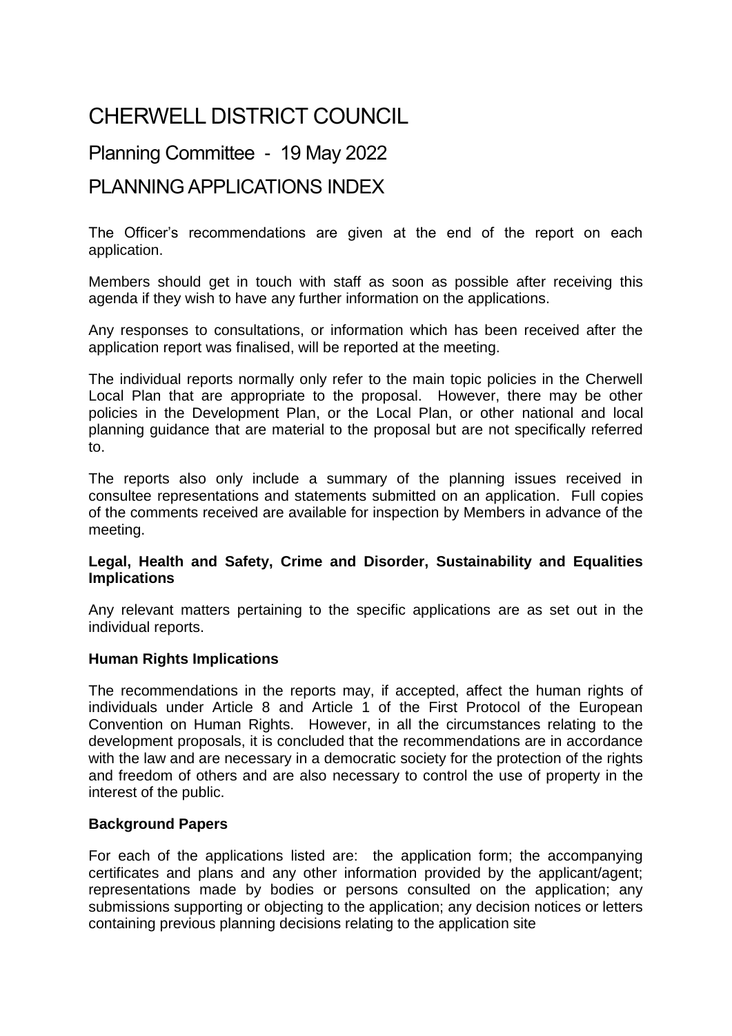# CHERWELL DISTRICT COUNCIL

## Planning Committee - 19 May 2022

## PLANNING APPLICATIONS INDEX

The Officer's recommendations are given at the end of the report on each application.

Members should get in touch with staff as soon as possible after receiving this agenda if they wish to have any further information on the applications.

Any responses to consultations, or information which has been received after the application report was finalised, will be reported at the meeting.

The individual reports normally only refer to the main topic policies in the Cherwell Local Plan that are appropriate to the proposal. However, there may be other policies in the Development Plan, or the Local Plan, or other national and local planning guidance that are material to the proposal but are not specifically referred to.

The reports also only include a summary of the planning issues received in consultee representations and statements submitted on an application. Full copies of the comments received are available for inspection by Members in advance of the meeting.

**Legal, Health and Safety, Crime and Disorder, Sustainability and Equalities Implications**

Any relevant matters pertaining to the specific applications are as set out in the individual reports.

**Human Rights Implications**

The recommendations in the reports may, if accepted, affect the human rights of individuals under Article 8 and Article 1 of the First Protocol of the European Convention on Human Rights. However, in all the circumstances relating to the development proposals, it is concluded that the recommendations are in accordance with the law and are necessary in a democratic society for the protection of the rights and freedom of others and are also necessary to control the use of property in the interest of the public.

**Background Papers**

For each of the applications listed are: the application form; the accompanying certificates and plans and any other information provided by the applicant/agent; representations made by bodies or persons consulted on the application; any submissions supporting or objecting to the application; any decision notices or letters containing previous planning decisions relating to the application site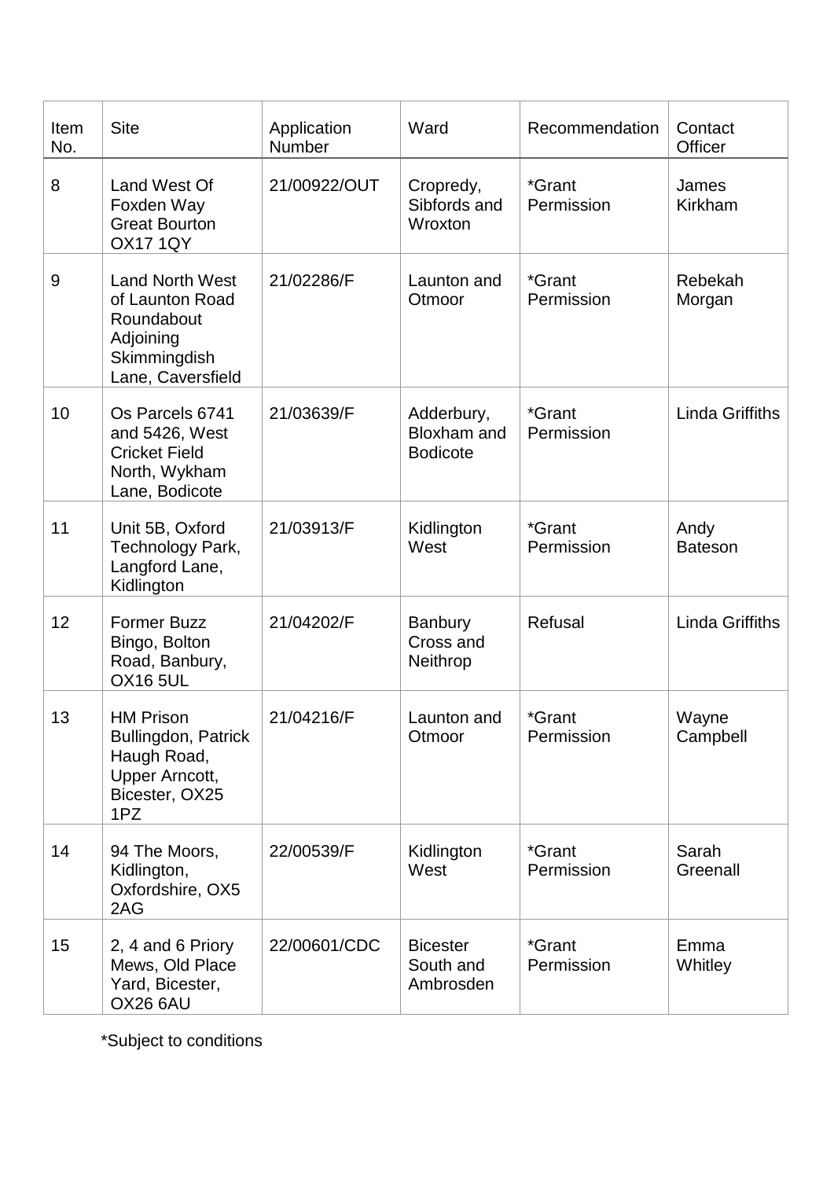| Item No. | Site | Application Number | Ward | Recommendation | Contact Officer |
| --- | --- | --- | --- | --- | --- |
| 8 | Land West Of Foxden Way Great Bourton OX17 1QY | 21/00922/OUT | Cropredy, Sibfords and Wroxton | *Grant Permission | James Kirkham |
| 9 | Land North West of Launton Road Roundabout Adjoining Skimmingdish Lane, Caversfield | 21/02286/F | Launton and Otmoor | *Grant Permission | Rebekah Morgan |
| 10 | Os Parcels 6741 and 5426, West Cricket Field North, Wykham Lane, Bodicote | 21/03639/F | Adderbury, Bloxham and Bodicote | *Grant Permission | Linda Griffiths |
| 11 | Unit 5B, Oxford Technology Park, Langford Lane, Kidlington | 21/03913/F | Kidlington West | *Grant Permission | Andy Bateson |
| 12 | Former Buzz Bingo, Bolton Road, Banbury, OX16 5UL | 21/04202/F | Banbury Cross and Neithrop | Refusal | Linda Griffiths |
| 13 | HM Prison Bullingdon, Patrick Haugh Road, Upper Arncott, Bicester, OX25 1PZ | 21/04216/F | Launton and Otmoor | *Grant Permission | Wayne Campbell |
| 14 | 94 The Moors, Kidlington, Oxfordshire, OX5 2AG | 22/00539/F | Kidlington West | *Grant Permission | Sarah Greenall |
| 15 | 2, 4 and 6 Priory Mews, Old Place Yard, Bicester, OX26 6AU | 22/00601/CDC | Bicester South and Ambrosden | *Grant Permission | Emma Whitley |

*Subject to conditions